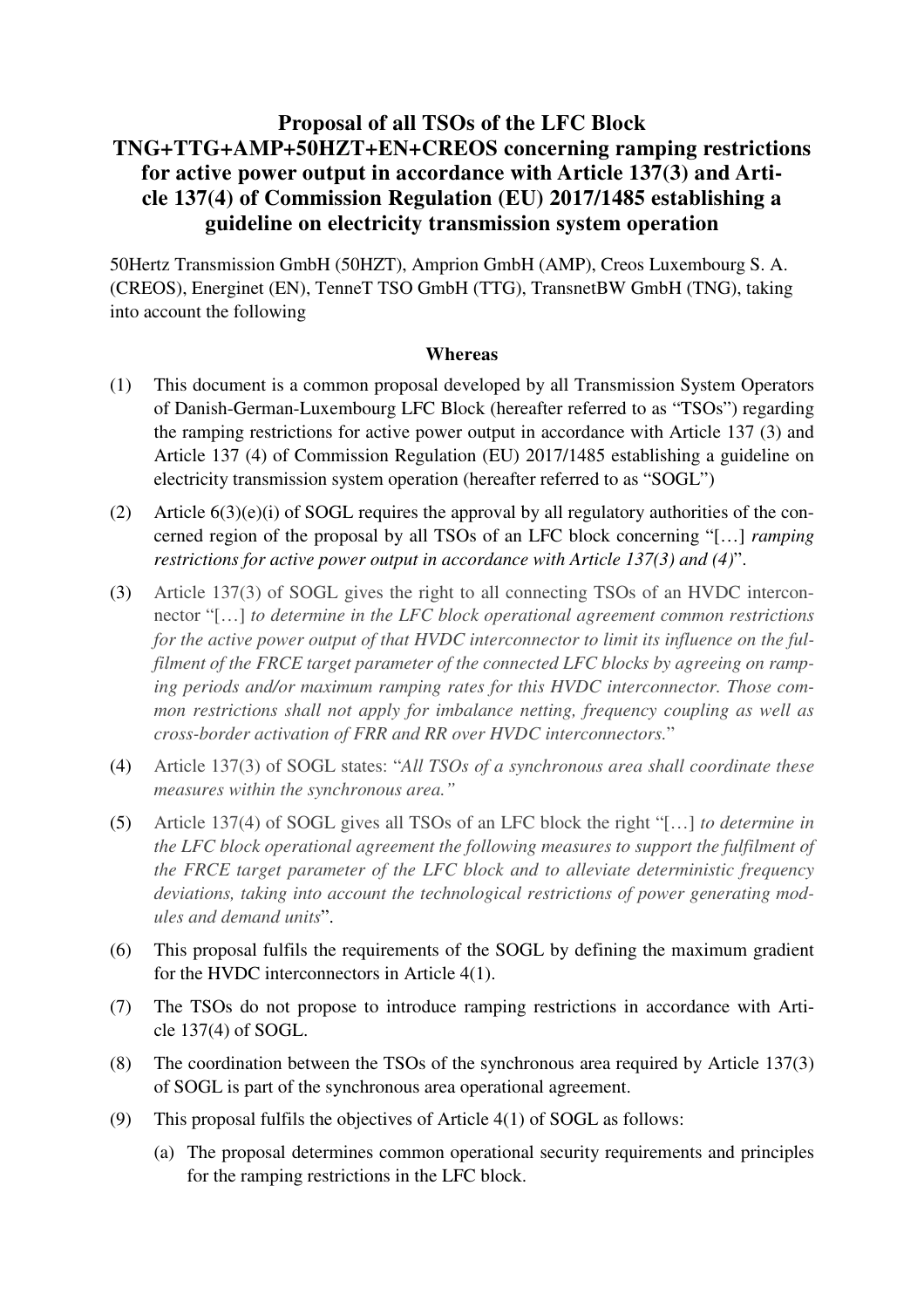# Proposal of all TSOs of the LFC Block TNG+TTG+AMP+50HZT+EN+CREOS concerning ramping restrictions for active power output in accordance with Article 137(3) and Article 137(4) of Commission Regulation (EU) 2017/1485 establishing a guideline on electricity transmission system operation

50Hertz Transmission GmbH (50HZT), Amprion GmbH (AMP), Creos Luxembourg S. A. (CREOS), Energinet (EN), TenneT TSO GmbH (TTG), TransnetBW GmbH (TNG), taking into account the following

## Whereas

(1) This document is a common proposal developed by all Transmission System Operators of Danish-German-Luxembourg LFC Block (hereafter referred to as "TSOs") regarding the ramping restrictions for active power output in accordance with Article 137 (3) and Article 137 (4) of Commission Regulation (EU) 2017/1485 establishing a guideline on electricity transmission system operation (hereafter referred to as "SOGL")

(2) Article 6(3)(e)(i) of SOGL requires the approval by all regulatory authorities of the concerned region of the proposal by all TSOs of an LFC block concerning "[…] *ramping restrictions for active power output in accordance with Article 137(3) and (4)*".

(3) Article 137(3) of SOGL gives the right to all connecting TSOs of an HVDC interconnector "[…] *to determine in the LFC block operational agreement common restrictions for the active power output of that HVDC interconnector to limit its influence on the fulfilment of the FRCE target parameter of the connected LFC blocks by agreeing on ramping periods and/or maximum ramping rates for this HVDC interconnector. Those common restrictions shall not apply for imbalance netting, frequency coupling as well as cross-border activation of FRR and RR over HVDC interconnectors.*"

(4) Article 137(3) of SOGL states: "*All TSOs of a synchronous area shall coordinate these measures within the synchronous area.*"

(5) Article 137(4) of SOGL gives all TSOs of an LFC block the right "[…] *to determine in the LFC block operational agreement the following measures to support the fulfilment of the FRCE target parameter of the LFC block and to alleviate deterministic frequency deviations, taking into account the technological restrictions of power generating modules and demand units*".

(6) This proposal fulfils the requirements of the SOGL by defining the maximum gradient for the HVDC interconnectors in Article 4(1).

(7) The TSOs do not propose to introduce ramping restrictions in accordance with Article 137(4) of SOGL.

(8) The coordination between the TSOs of the synchronous area required by Article 137(3) of SOGL is part of the synchronous area operational agreement.

(9) This proposal fulfils the objectives of Article 4(1) of SOGL as follows:

(a) The proposal determines common operational security requirements and principles for the ramping restrictions in the LFC block.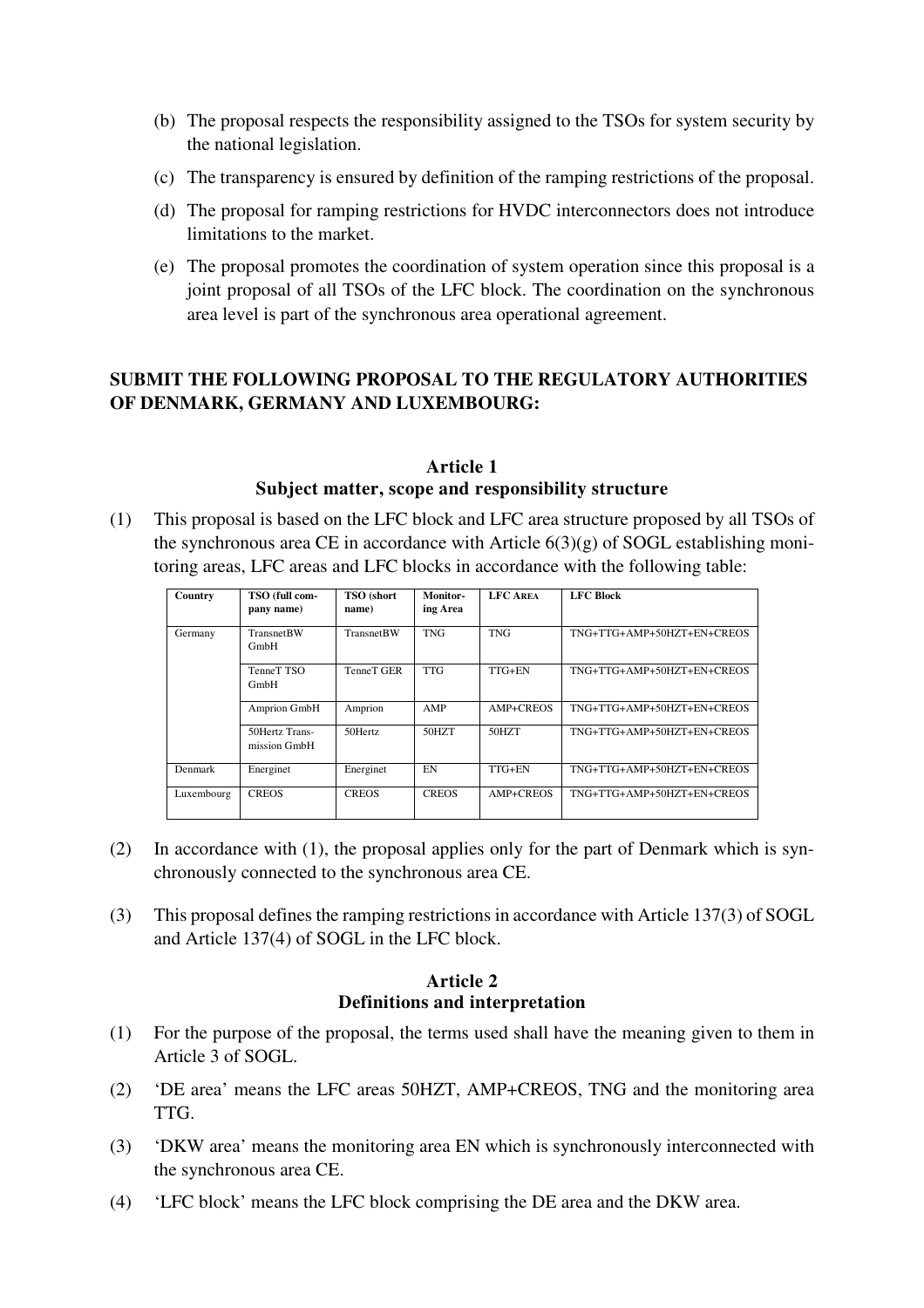(b) The proposal respects the responsibility assigned to the TSOs for system security by the national legislation.

(c) The transparency is ensured by definition of the ramping restrictions of the proposal.

(d) The proposal for ramping restrictions for HVDC interconnectors does not introduce limitations to the market.

(e) The proposal promotes the coordination of system operation since this proposal is a joint proposal of all TSOs of the LFC block. The coordination on the synchronous area level is part of the synchronous area operational agreement.

**SUBMIT THE FOLLOWING PROPOSAL TO THE REGULATORY AUTHORITIES OF DENMARK, GERMANY AND LUXEMBOURG:**

### Article 1
### Subject matter, scope and responsibility structure

(1) This proposal is based on the LFC block and LFC area structure proposed by all TSOs of the synchronous area CE in accordance with Article 6(3)(g) of SOGL establishing monitoring areas, LFC areas and LFC blocks in accordance with the following table:

| Country | TSO (full company name) | TSO (short name) | Monitoring Area | LFC AREA | LFC Block |
|---|---|---|---|---|---|
| Germany | TransnetBW GmbH | TransnetBW | TNG | TNG | TNG+TTG+AMP+50HZT+EN+CREOS |
| | TenneT TSO GmbH | TenneT GER | TTG | TTG+EN | TNG+TTG+AMP+50HZT+EN+CREOS |
| | Amprion GmbH | Amprion | AMP | AMP+CREOS | TNG+TTG+AMP+50HZT+EN+CREOS |
| | 50Hertz Transmission GmbH | 50Hertz | 50HZT | 50HZT | TNG+TTG+AMP+50HZT+EN+CREOS |
| Denmark | Energinet | Energinet | EN | TTG+EN | TNG+TTG+AMP+50HZT+EN+CREOS |
| Luxembourg | CREOS | CREOS | CREOS | AMP+CREOS | TNG+TTG+AMP+50HZT+EN+CREOS |

(2) In accordance with (1), the proposal applies only for the part of Denmark which is synchronously connected to the synchronous area CE.

(3) This proposal defines the ramping restrictions in accordance with Article 137(3) of SOGL and Article 137(4) of SOGL in the LFC block.

### Article 2
### Definitions and interpretation

(1) For the purpose of the proposal, the terms used shall have the meaning given to them in Article 3 of SOGL.

(2) 'DE area' means the LFC areas 50HZT, AMP+CREOS, TNG and the monitoring area TTG.

(3) 'DKW area' means the monitoring area EN which is synchronously interconnected with the synchronous area CE.

(4) 'LFC block' means the LFC block comprising the DE area and the DKW area.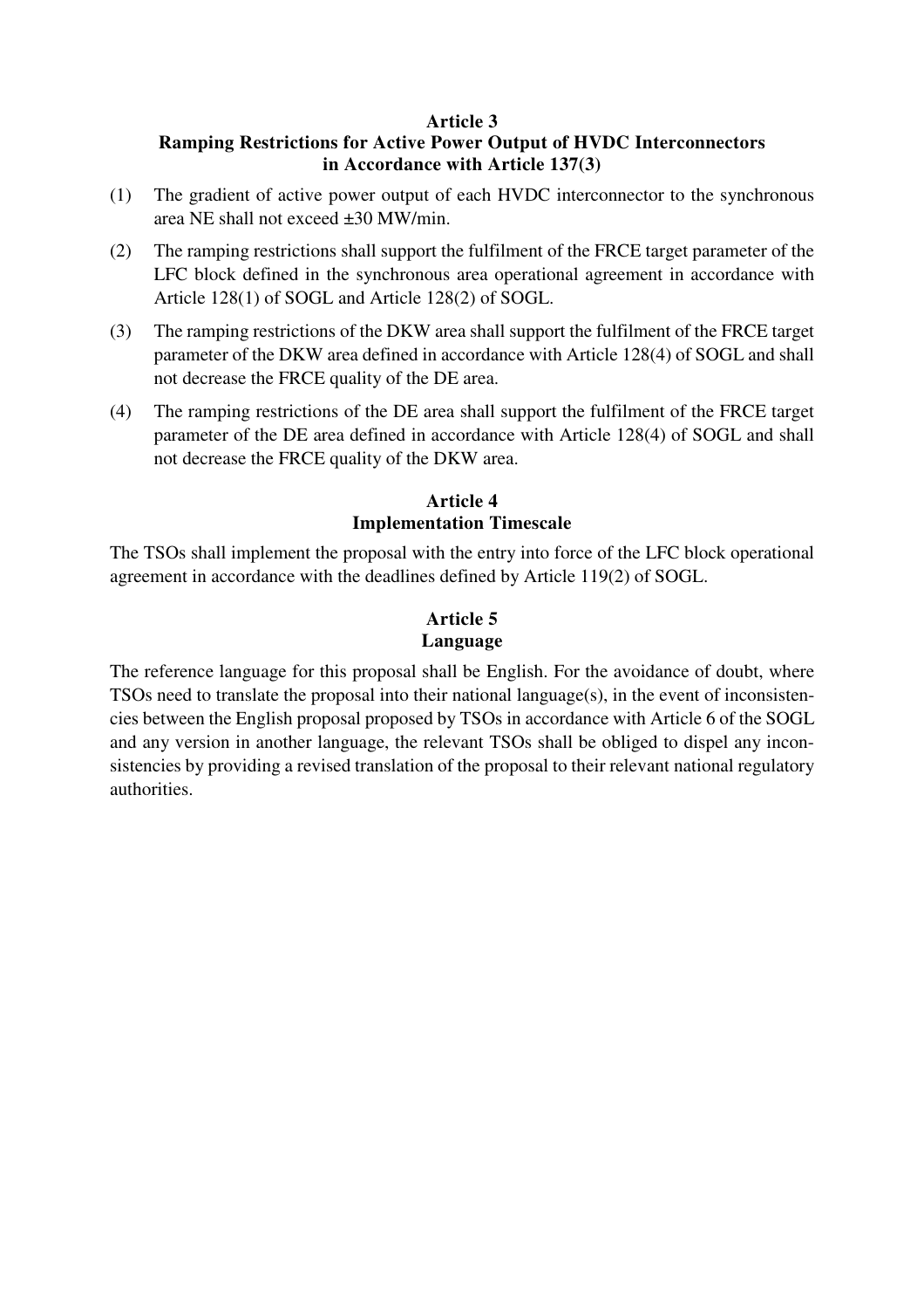## Article 3
## Ramping Restrictions for Active Power Output of HVDC Interconnectors in Accordance with Article 137(3)

(1) The gradient of active power output of each HVDC interconnector to the synchronous area NE shall not exceed ±30 MW/min.

(2) The ramping restrictions shall support the fulfilment of the FRCE target parameter of the LFC block defined in the synchronous area operational agreement in accordance with Article 128(1) of SOGL and Article 128(2) of SOGL.

(3) The ramping restrictions of the DKW area shall support the fulfilment of the FRCE target parameter of the DKW area defined in accordance with Article 128(4) of SOGL and shall not decrease the FRCE quality of the DE area.

(4) The ramping restrictions of the DE area shall support the fulfilment of the FRCE target parameter of the DE area defined in accordance with Article 128(4) of SOGL and shall not decrease the FRCE quality of the DKW area.

## Article 4
## Implementation Timescale

The TSOs shall implement the proposal with the entry into force of the LFC block operational agreement in accordance with the deadlines defined by Article 119(2) of SOGL.

## Article 5
## Language

The reference language for this proposal shall be English. For the avoidance of doubt, where TSOs need to translate the proposal into their national language(s), in the event of inconsistencies between the English proposal proposed by TSOs in accordance with Article 6 of the SOGL and any version in another language, the relevant TSOs shall be obliged to dispel any inconsistencies by providing a revised translation of the proposal to their relevant national regulatory authorities.